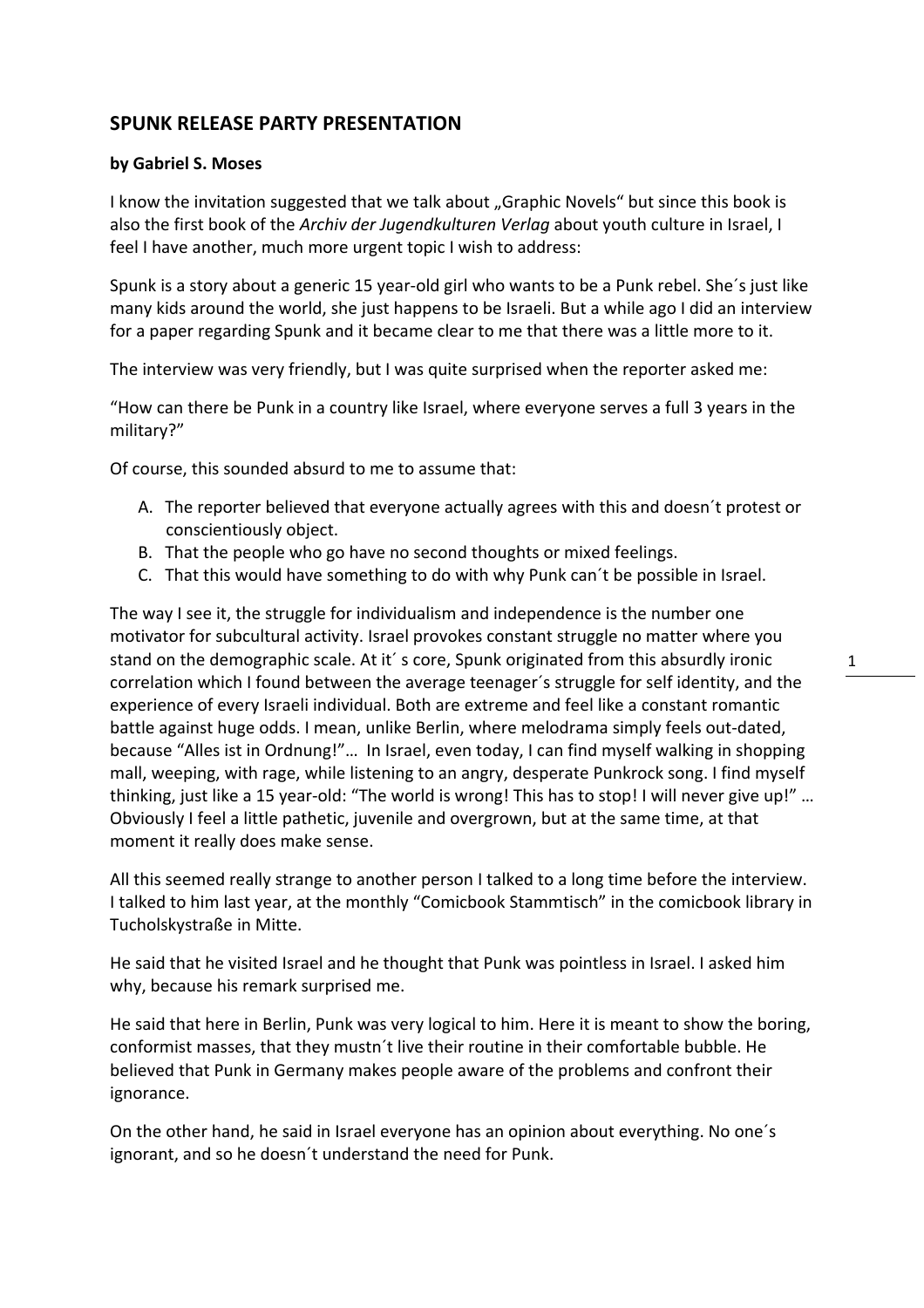## SPUNK RELEASE PARTY PRESENTATION

**by Gabriel S. Moses**

I know the invitation suggested that we talk about „Graphic Novels" but since this book is also the first book of the *Archiv der Jugendkulturen Verlag* about youth culture in Israel, I feel I have another, much more urgent topic I wish to address:

Spunk is a story about a generic 15 year-old girl who wants to be a Punk rebel. She´s just like many kids around the world, she just happens to be Israeli. But a while ago I did an interview for a paper regarding Spunk and it became clear to me that there was a little more to it.

The interview was very friendly, but I was quite surprised when the reporter asked me:

"How can there be Punk in a country like Israel, where everyone serves a full 3 years in the military?"

Of course, this sounded absurd to me to assume that:

A. The reporter believed that everyone actually agrees with this and doesn´t protest or conscientiously object.
B. That the people who go have no second thoughts or mixed feelings.
C. That this would have something to do with why Punk can´t be possible in Israel.

The way I see it, the struggle for individualism and independence is the number one motivator for subcultural activity. Israel provokes constant struggle no matter where you stand on the demographic scale. At it´ s core, Spunk originated from this absurdly ironic correlation which I found between the average teenager´s struggle for self identity, and the experience of every Israeli individual. Both are extreme and feel like a constant romantic battle against huge odds. I mean, unlike Berlin, where melodrama simply feels out-dated, because "Alles ist in Ordnung!"… In Israel, even today, I can find myself walking in shopping mall, weeping, with rage, while listening to an angry, desperate Punkrock song. I find myself thinking, just like a 15 year-old: "The world is wrong! This has to stop! I will never give up!" … Obviously I feel a little pathetic, juvenile and overgrown, but at the same time, at that moment it really does make sense.

All this seemed really strange to another person I talked to a long time before the interview. I talked to him last year, at the monthly "Comicbook Stammtisch" in the comicbook library in Tucholskystraße in Mitte.

He said that he visited Israel and he thought that Punk was pointless in Israel. I asked him why, because his remark surprised me.

He said that here in Berlin, Punk was very logical to him. Here it is meant to show the boring, conformist masses, that they mustn´t live their routine in their comfortable bubble. He believed that Punk in Germany makes people aware of the problems and confront their ignorance.

On the other hand, he said in Israel everyone has an opinion about everything. No one´s ignorant, and so he doesn´t understand the need for Punk.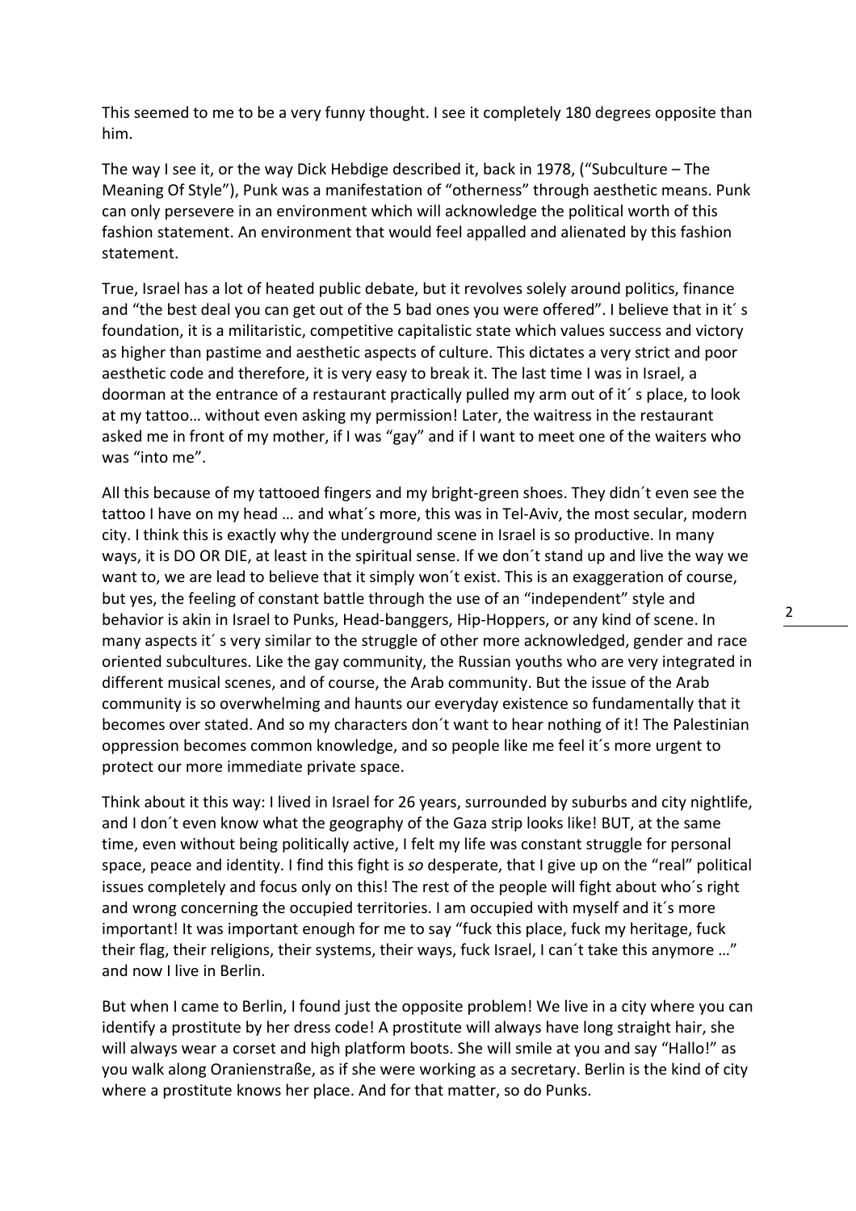This seemed to me to be a very funny thought. I see it completely 180 degrees opposite than him.

The way I see it, or the way Dick Hebdige described it, back in 1978, ("Subculture – The Meaning Of Style"), Punk was a manifestation of "otherness" through aesthetic means. Punk can only persevere in an environment which will acknowledge the political worth of this fashion statement. An environment that would feel appalled and alienated by this fashion statement.

True, Israel has a lot of heated public debate, but it revolves solely around politics, finance and "the best deal you can get out of the 5 bad ones you were offered". I believe that in it´ s foundation, it is a militaristic, competitive capitalistic state which values success and victory as higher than pastime and aesthetic aspects of culture. This dictates a very strict and poor aesthetic code and therefore, it is very easy to break it. The last time I was in Israel, a doorman at the entrance of a restaurant practically pulled my arm out of it´ s place, to look at my tattoo… without even asking my permission! Later, the waitress in the restaurant asked me in front of my mother, if I was "gay" and if I want to meet one of the waiters who was "into me".

All this because of my tattooed fingers and my bright-green shoes. They didn´t even see the tattoo I have on my head … and what´s more, this was in Tel-Aviv, the most secular, modern city. I think this is exactly why the underground scene in Israel is so productive. In many ways, it is DO OR DIE, at least in the spiritual sense. If we don´t stand up and live the way we want to, we are lead to believe that it simply won´t exist. This is an exaggeration of course, but yes, the feeling of constant battle through the use of an "independent" style and behavior is akin in Israel to Punks, Head-banggers, Hip-Hoppers, or any kind of scene. In many aspects it´ s very similar to the struggle of other more acknowledged, gender and race oriented subcultures. Like the gay community, the Russian youths who are very integrated in different musical scenes, and of course, the Arab community. But the issue of the Arab community is so overwhelming and haunts our everyday existence so fundamentally that it becomes over stated. And so my characters don´t want to hear nothing of it! The Palestinian oppression becomes common knowledge, and so people like me feel it´s more urgent to protect our more immediate private space.

Think about it this way: I lived in Israel for 26 years, surrounded by suburbs and city nightlife, and I don´t even know what the geography of the Gaza strip looks like! BUT, at the same time, even without being politically active, I felt my life was constant struggle for personal space, peace and identity. I find this fight is *so* desperate, that I give up on the "real" political issues completely and focus only on this! The rest of the people will fight about who´s right and wrong concerning the occupied territories. I am occupied with myself and it´s more important! It was important enough for me to say "fuck this place, fuck my heritage, fuck their flag, their religions, their systems, their ways, fuck Israel, I can´t take this anymore …" and now I live in Berlin.

But when I came to Berlin, I found just the opposite problem! We live in a city where you can identify a prostitute by her dress code! A prostitute will always have long straight hair, she will always wear a corset and high platform boots. She will smile at you and say "Hallo!" as you walk along Oranienstraße, as if she were working as a secretary. Berlin is the kind of city where a prostitute knows her place. And for that matter, so do Punks.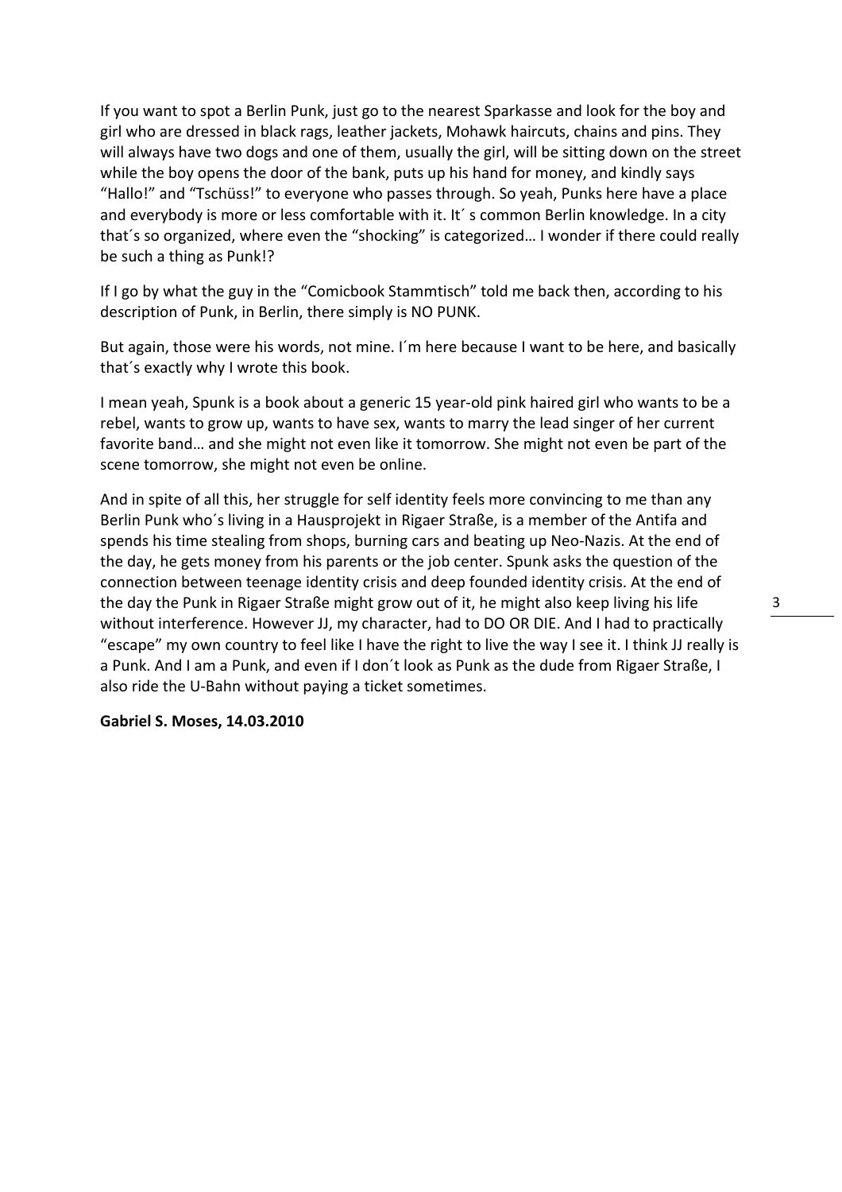If you want to spot a Berlin Punk, just go to the nearest Sparkasse and look for the boy and girl who are dressed in black rags, leather jackets, Mohawk haircuts, chains and pins. They will always have two dogs and one of them, usually the girl, will be sitting down on the street while the boy opens the door of the bank, puts up his hand for money, and kindly says "Hallo!" and "Tschüss!" to everyone who passes through. So yeah, Punks here have a place and everybody is more or less comfortable with it. It´ s common Berlin knowledge. In a city that´s so organized, where even the "shocking" is categorized… I wonder if there could really be such a thing as Punk!?

If I go by what the guy in the "Comicbook Stammtisch" told me back then, according to his description of Punk, in Berlin, there simply is NO PUNK.

But again, those were his words, not mine. I´m here because I want to be here, and basically that´s exactly why I wrote this book.

I mean yeah, Spunk is a book about a generic 15 year-old pink haired girl who wants to be a rebel, wants to grow up, wants to have sex, wants to marry the lead singer of her current favorite band… and she might not even like it tomorrow. She might not even be part of the scene tomorrow, she might not even be online.

And in spite of all this, her struggle for self identity feels more convincing to me than any Berlin Punk who´s living in a Hausprojekt in Rigaer Straße, is a member of the Antifa and spends his time stealing from shops, burning cars and beating up Neo-Nazis. At the end of the day, he gets money from his parents or the job center. Spunk asks the question of the connection between teenage identity crisis and deep founded identity crisis. At the end of the day the Punk in Rigaer Straße might grow out of it, he might also keep living his life without interference. However JJ, my character, had to DO OR DIE. And I had to practically "escape" my own country to feel like I have the right to live the way I see it. I think JJ really is a Punk. And I am a Punk, and even if I don´t look as Punk as the dude from Rigaer Straße, I also ride the U-Bahn without paying a ticket sometimes.

**Gabriel S. Moses, 14.03.2010**